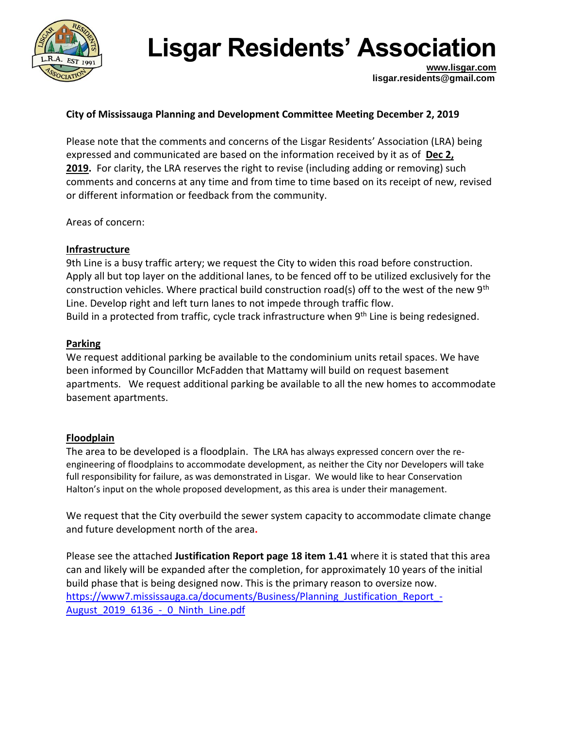# Lisgar Residents' Association

**www.lisgar.com**
**lisgar.residents@gmail.com**

**City of Mississauga Planning and Development Committee Meeting December 2, 2019**

Please note that the comments and concerns of the Lisgar Residents' Association (LRA) being expressed and communicated are based on the information received by it as of **Dec 2, 2019.** For clarity, the LRA reserves the right to revise (including adding or removing) such comments and concerns at any time and from time to time based on its receipt of new, revised or different information or feedback from the community.

Areas of concern:

**Infrastructure**

9th Line is a busy traffic artery; we request the City to widen this road before construction. Apply all but top layer on the additional lanes, to be fenced off to be utilized exclusively for the construction vehicles. Where practical build construction road(s) off to the west of the new 9th Line. Develop right and left turn lanes to not impede through traffic flow.
Build in a protected from traffic, cycle track infrastructure when 9th Line is being redesigned.

**Parking**

We request additional parking be available to the condominium units retail spaces. We have been informed by Councillor McFadden that Mattamy will build on request basement apartments. We request additional parking be available to all the new homes to accommodate basement apartments.

**Floodplain**

The area to be developed is a floodplain. The LRA has always expressed concern over the re-engineering of floodplains to accommodate development, as neither the City nor Developers will take full responsibility for failure, as was demonstrated in Lisgar. We would like to hear Conservation Halton's input on the whole proposed development, as this area is under their management.

We request that the City overbuild the sewer system capacity to accommodate climate change and future development north of the area.

Please see the attached **Justification Report page 18 item 1.41** where it is stated that this area can and likely will be expanded after the completion, for approximately 10 years of the initial build phase that is being designed now. This is the primary reason to oversize now.
https://www7.mississauga.ca/documents/Business/Planning_Justification_Report_-August_2019_6136_-_0_Ninth_Line.pdf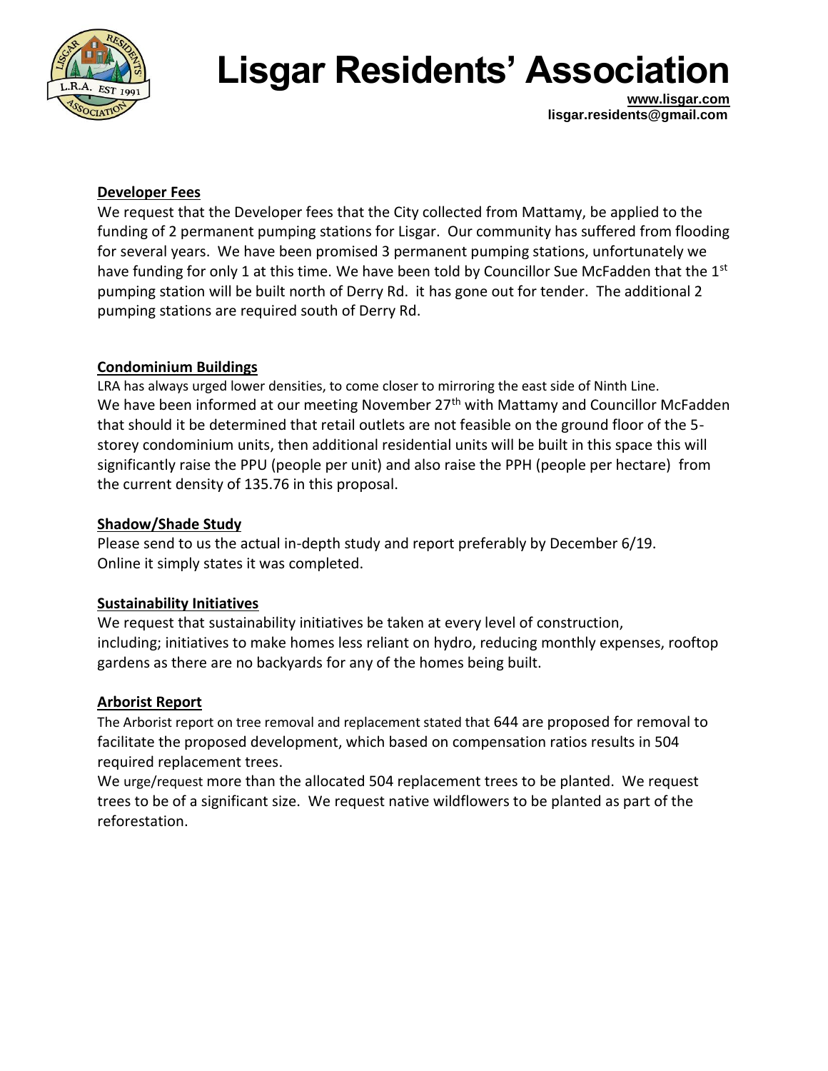# Lisgar Residents' Association

**www.lisgar.com**
**lisgar.residents@gmail.com**

**Developer Fees**

We request that the Developer fees that the City collected from Mattamy, be applied to the funding of 2 permanent pumping stations for Lisgar. Our community has suffered from flooding for several years. We have been promised 3 permanent pumping stations, unfortunately we have funding for only 1 at this time. We have been told by Councillor Sue McFadden that the 1st pumping station will be built north of Derry Rd. it has gone out for tender. The additional 2 pumping stations are required south of Derry Rd.

**Condominium Buildings**

LRA has always urged lower densities, to come closer to mirroring the east side of Ninth Line. We have been informed at our meeting November 27th with Mattamy and Councillor McFadden that should it be determined that retail outlets are not feasible on the ground floor of the 5-storey condominium units, then additional residential units will be built in this space this will significantly raise the PPU (people per unit) and also raise the PPH (people per hectare) from the current density of 135.76 in this proposal.

**Shadow/Shade Study**

Please send to us the actual in-depth study and report preferably by December 6/19. Online it simply states it was completed.

**Sustainability Initiatives**

We request that sustainability initiatives be taken at every level of construction, including; initiatives to make homes less reliant on hydro, reducing monthly expenses, rooftop gardens as there are no backyards for any of the homes being built.

**Arborist Report**

The Arborist report on tree removal and replacement stated that 644 are proposed for removal to facilitate the proposed development, which based on compensation ratios results in 504 required replacement trees.

We urge/request more than the allocated 504 replacement trees to be planted. We request trees to be of a significant size. We request native wildflowers to be planted as part of the reforestation.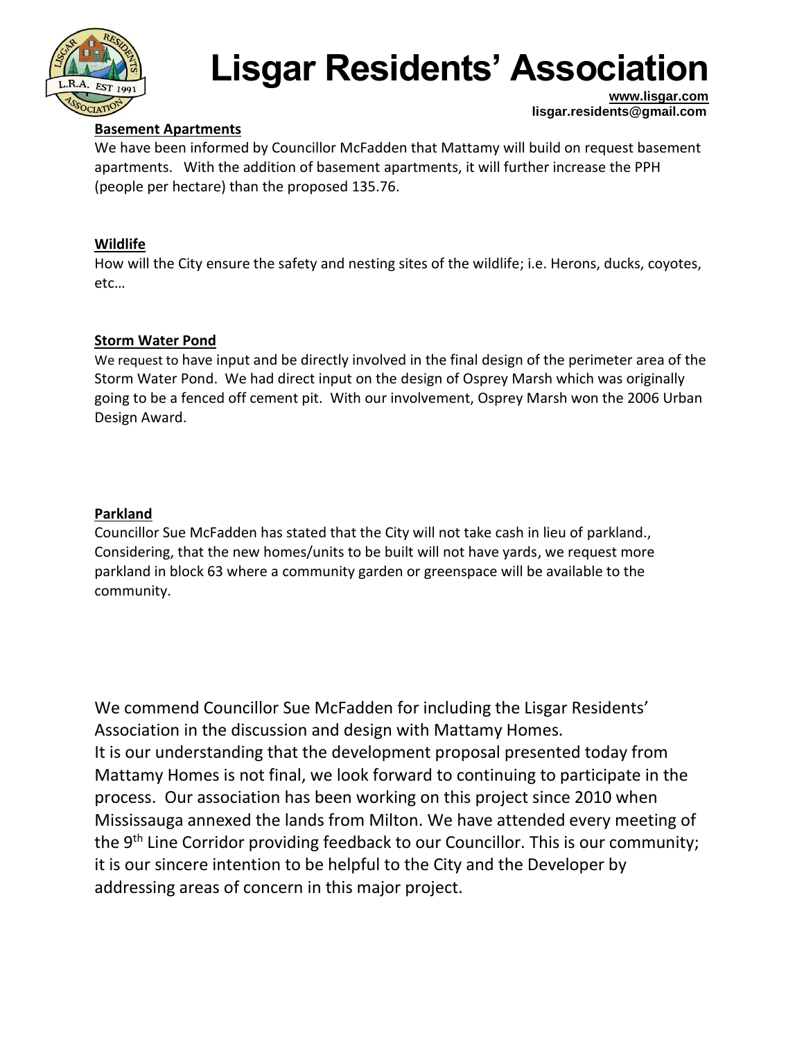# Lisgar Residents' Association

www.lisgar.com
lisgar.residents@gmail.com

**Basement Apartments**

We have been informed by Councillor McFadden that Mattamy will build on request basement apartments. With the addition of basement apartments, it will further increase the PPH (people per hectare) than the proposed 135.76.

**Wildlife**

How will the City ensure the safety and nesting sites of the wildlife; i.e. Herons, ducks, coyotes, etc…

**Storm Water Pond**

We request to have input and be directly involved in the final design of the perimeter area of the Storm Water Pond. We had direct input on the design of Osprey Marsh which was originally going to be a fenced off cement pit. With our involvement, Osprey Marsh won the 2006 Urban Design Award.

**Parkland**

Councillor Sue McFadden has stated that the City will not take cash in lieu of parkland., Considering, that the new homes/units to be built will not have yards, we request more parkland in block 63 where a community garden or greenspace will be available to the community.

We commend Councillor Sue McFadden for including the Lisgar Residents' Association in the discussion and design with Mattamy Homes.
It is our understanding that the development proposal presented today from Mattamy Homes is not final, we look forward to continuing to participate in the process. Our association has been working on this project since 2010 when Mississauga annexed the lands from Milton. We have attended every meeting of the 9th Line Corridor providing feedback to our Councillor. This is our community; it is our sincere intention to be helpful to the City and the Developer by addressing areas of concern in this major project.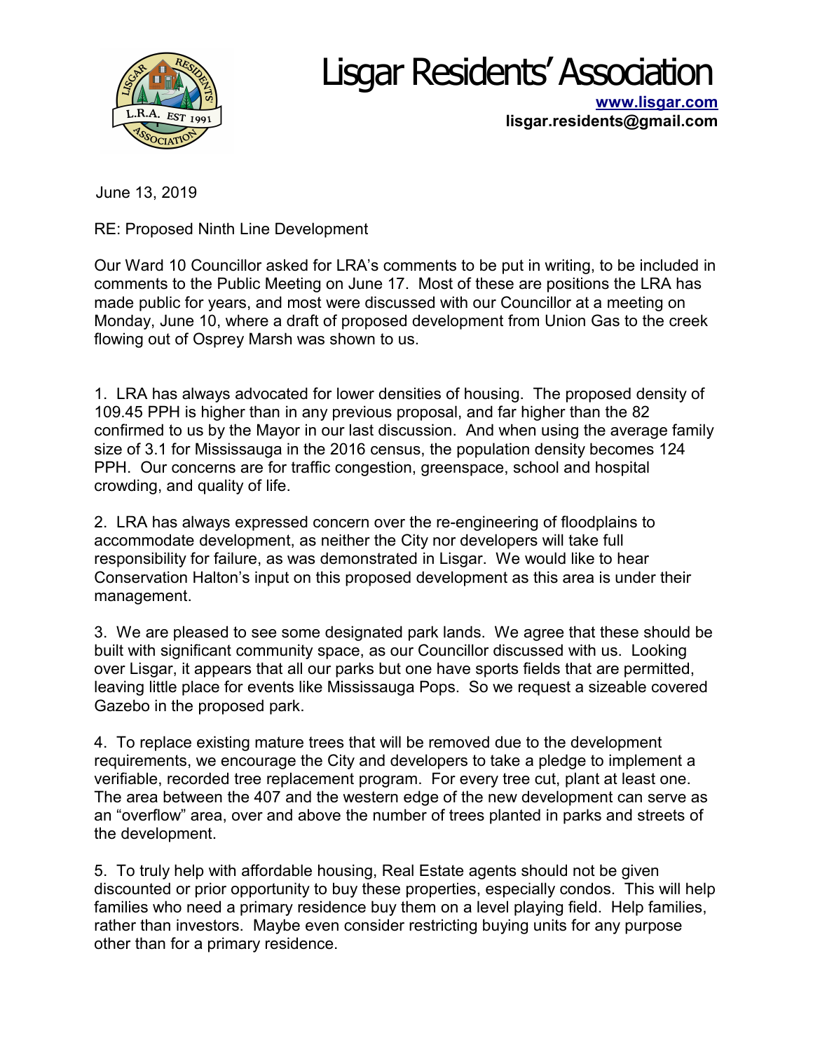# Lisgar Residents' Association

**[www.lisgar.com](http://www.lisgar.com)**
**lisgar.residents@gmail.com**

June 13, 2019

RE: Proposed Ninth Line Development

Our Ward 10 Councillor asked for LRA's comments to be put in writing, to be included in comments to the Public Meeting on June 17. Most of these are positions the LRA has made public for years, and most were discussed with our Councillor at a meeting on Monday, June 10, where a draft of proposed development from Union Gas to the creek flowing out of Osprey Marsh was shown to us.

1. LRA has always advocated for lower densities of housing. The proposed density of 109.45 PPH is higher than in any previous proposal, and far higher than the 82 confirmed to us by the Mayor in our last discussion. And when using the average family size of 3.1 for Mississauga in the 2016 census, the population density becomes 124 PPH. Our concerns are for traffic congestion, greenspace, school and hospital crowding, and quality of life.

2. LRA has always expressed concern over the re-engineering of floodplains to accommodate development, as neither the City nor developers will take full responsibility for failure, as was demonstrated in Lisgar. We would like to hear Conservation Halton's input on this proposed development as this area is under their management.

3. We are pleased to see some designated park lands. We agree that these should be built with significant community space, as our Councillor discussed with us. Looking over Lisgar, it appears that all our parks but one have sports fields that are permitted, leaving little place for events like Mississauga Pops. So we request a sizeable covered Gazebo in the proposed park.

4. To replace existing mature trees that will be removed due to the development requirements, we encourage the City and developers to take a pledge to implement a verifiable, recorded tree replacement program. For every tree cut, plant at least one. The area between the 407 and the western edge of the new development can serve as an "overflow" area, over and above the number of trees planted in parks and streets of the development.

5. To truly help with affordable housing, Real Estate agents should not be given discounted or prior opportunity to buy these properties, especially condos. This will help families who need a primary residence buy them on a level playing field. Help families, rather than investors. Maybe even consider restricting buying units for any purpose other than for a primary residence.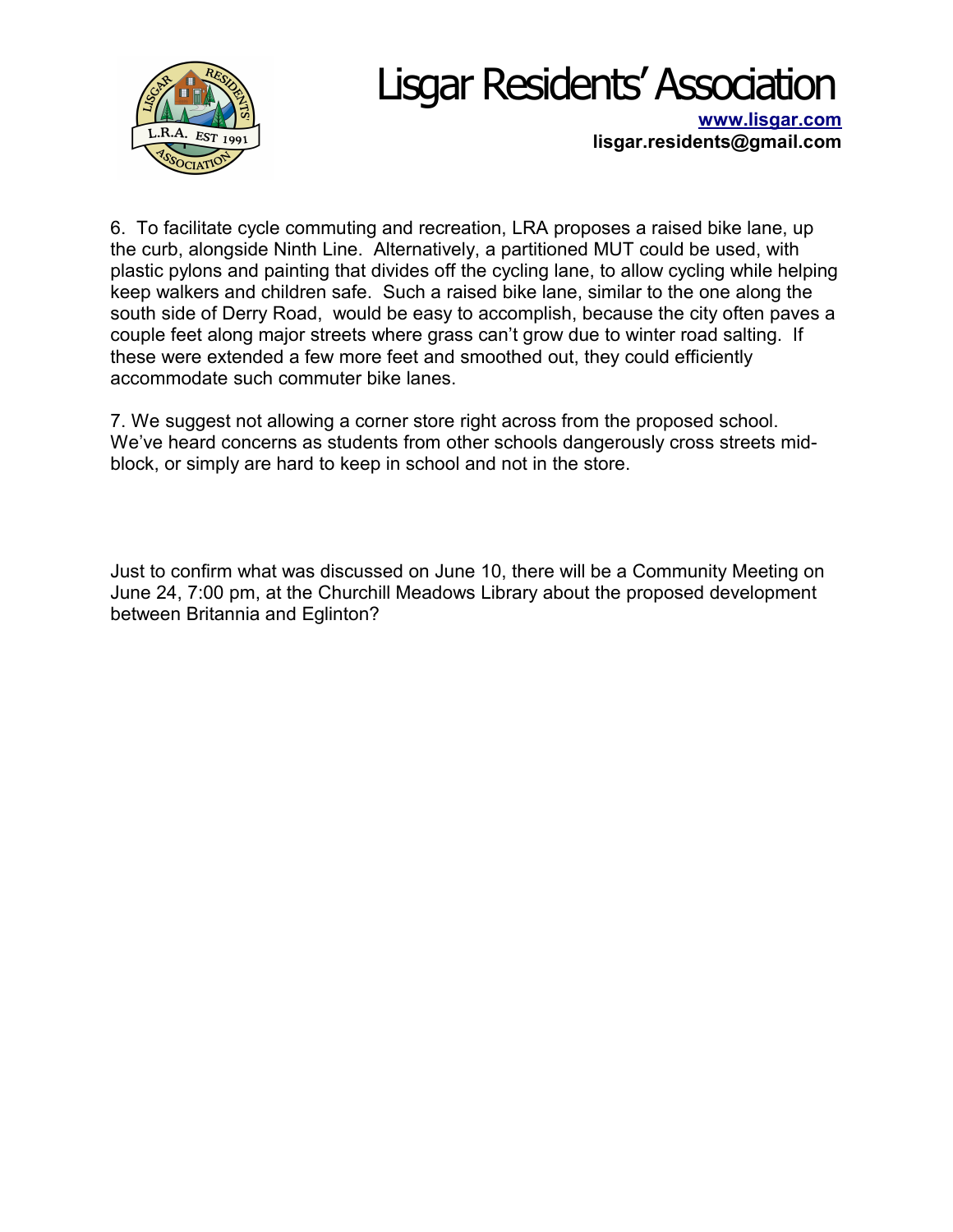6. To facilitate cycle commuting and recreation, LRA proposes a raised bike lane, up the curb, alongside Ninth Line. Alternatively, a partitioned MUT could be used, with plastic pylons and painting that divides off the cycling lane, to allow cycling while helping keep walkers and children safe. Such a raised bike lane, similar to the one along the south side of Derry Road, would be easy to accomplish, because the city often paves a couple feet along major streets where grass can't grow due to winter road salting. If these were extended a few more feet and smoothed out, they could efficiently accommodate such commuter bike lanes.

7. We suggest not allowing a corner store right across from the proposed school. We've heard concerns as students from other schools dangerously cross streets mid-block, or simply are hard to keep in school and not in the store.

Just to confirm what was discussed on June 10, there will be a Community Meeting on June 24, 7:00 pm, at the Churchill Meadows Library about the proposed development between Britannia and Eglinton?